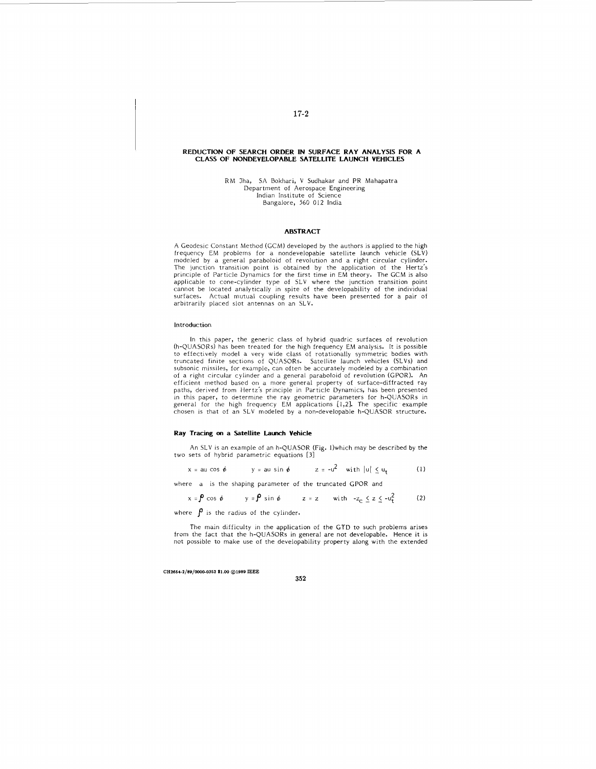# REDUCTION OF SEARCH ORDER IN SURFACE RAY ANALYSIS FOR A CLASS OF NONDEVELOPABLE SATELLITE LAUNCH VEHICLES

RM Jha, SA Bokhari, V Sudhakar and PR Mahapatra
Department of Aerospace Engineering
Indian Institute of Science
Bangalore, 560 012 India

## ABSTRACT

A Geodesic Constant Method (GCM) developed by the authors is applied to the high frequency EM problems for a nondevelopable satellite launch vehicle (SLV) modeled by a general paraboloid of revolution and a right circular cylinder. The junction transition point is obtained by the application of the Hertz's principle of Particle Dynamics for the first time in EM theory. The GCM is also applicable to cone-cylinder type of SLV where the junction transition point cannot be located analytically in spite of the developability of the individual surfaces. Actual mutual coupling results have been presented for a pair of arbitrarily placed slot antennas on an SLV.

### Introduction

In this paper, the generic class of hybrid quadric surfaces of revolution (h-QUASORs) has been treated for the high frequency EM analysis. It is possible to effectively model a very wide class of rotationally symmetric bodies with truncated finite sections of QUASORs. Satellite launch vehicles (SLVs) and subsonic missiles, for example, can often be accurately modeled by a combination of a right circular cylinder and a general paraboloid of revolution (GPOR). An efficient method based on a more general property of surface-diffracted ray paths, derived from Hertz's principle in Particle Dynamics, has been presented in this paper, to determine the ray geometric parameters for h-QUASORs in general for the high frequency EM applications [1,2]. The specific example chosen is that of an SLV modeled by a non-developable h-QUASOR structure.

### Ray Tracing on a Satellite Launch Vehicle

An SLV is an example of an h-QUASOR (Fig. 1)which may be described by the two sets of hybrid parametric equations [3]

$$x = au\cos\phi \qquad y = au\sin\phi \qquad z = -u^2 \quad \text{with } |u| \leq u_t \tag{1}$$

where $a$ is the shaping parameter of the truncated GPOR and

$$x = \rho\cos\phi \qquad y = \rho\sin\phi \qquad z = z \qquad \text{with } -z_c \leq z \leq -u_t^2 \tag{2}$$

where $\rho$ is the radius of the cylinder.

The main difficulty in the application of the GTD to such problems arises from the fact that the h-QUASORs in general are not developable. Hence it is not possible to make use of the developability property along with the extended

CH2654-2/89/0000-0352 $1.00 ©1989 IEEE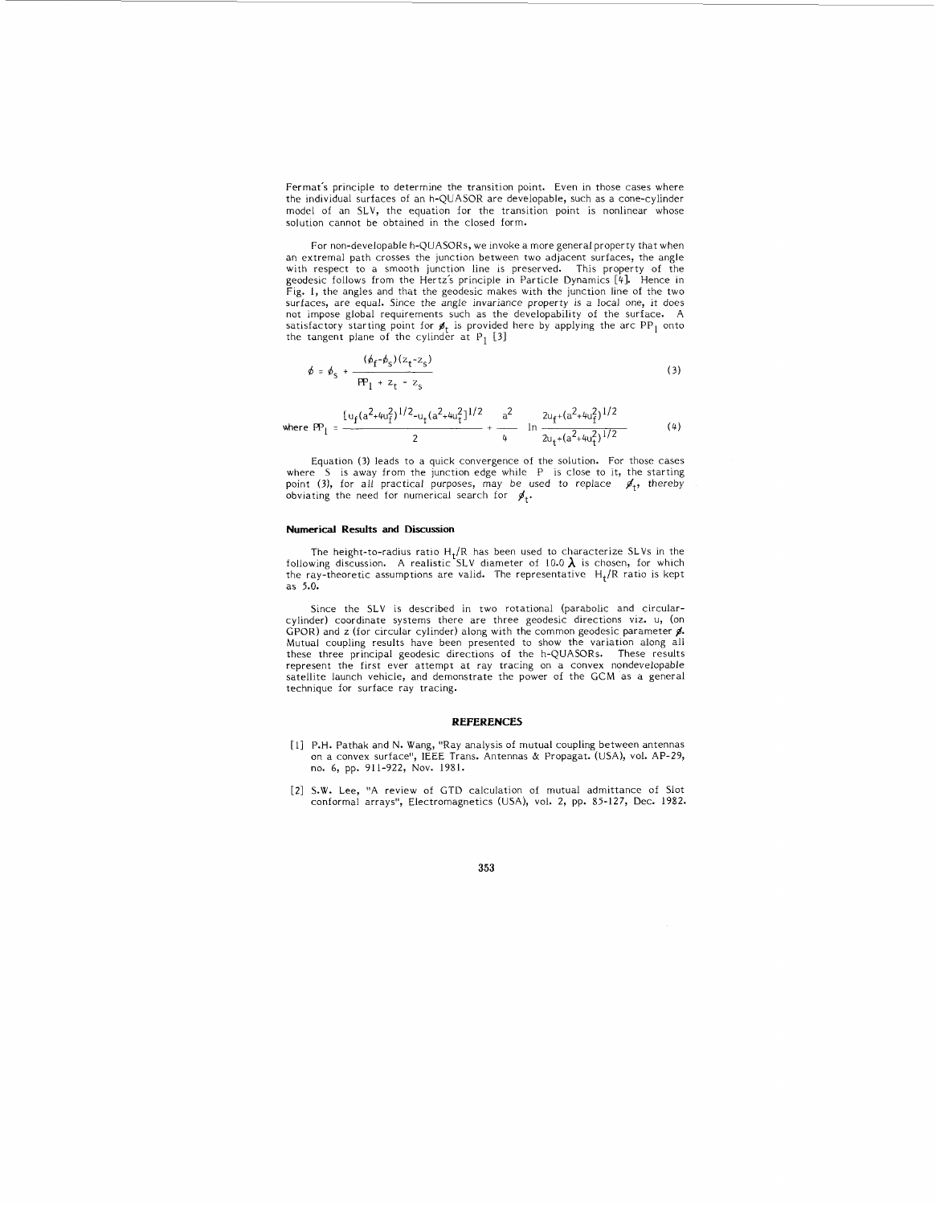Fermat's principle to determine the transition point. Even in those cases where the individual surfaces of an h-QUASOR are developable, such as a cone-cylinder model of an SLV, the equation for the transition point is nonlinear whose solution cannot be obtained in the closed form.

For non-developable h-QUASORs, we invoke a more general property that when an extremal path crosses the junction between two adjacent surfaces, the angle with respect to a smooth junction line is preserved. This property of the geodesic follows from the Hertz's principle in Particle Dynamics [4]. Hence in Fig. 1, the angles and that the geodesic makes with the junction line of the two surfaces, are equal. Since the angle invariance property is a local one, it does not impose global requirements such as the developability of the surface. A satisfactory starting point for $\phi_t$ is provided here by applying the arc $PP_1$ onto the tangent plane of the cylinder at $P_1$ [3]

$$\phi = \phi_s + \frac{(\phi_f - \phi_s)(z_t - z_s)}{PP_1 + z_t - z_s} \tag{3}$$

$$\text{where } PP_1 = \frac{[u_f(a^2+4u_f^2)^{1/2} - u_t(a^2+4u_t^2]^{1/2}}{2} + \frac{a^2}{4} \ln \frac{2u_f+(a^2+4u_f^2)^{1/2}}{2u_t+(a^2+4u_t^2)^{1/2}} \tag{4}$$

Equation (3) leads to a quick convergence of the solution. For those cases where S is away from the junction edge while P is close to it, the starting point (3), for all practical purposes, may be used to replace $\phi_t$, thereby obviating the need for numerical search for $\phi_t$.

### Numerical Results and Discussion

The height-to-radius ratio $H_t/R$ has been used to characterize SLVs in the following discussion. A realistic SLV diameter of 10.0 $\lambda$ is chosen, for which the ray-theoretic assumptions are valid. The representative $H_t/R$ ratio is kept as 5.0.

Since the SLV is described in two rotational (parabolic and circular-cylinder) coordinate systems there are three geodesic directions viz. u, (on GPOR) and z (for circular cylinder) along with the common geodesic parameter $\phi$. Mutual coupling results have been presented to show the variation along all these three principal geodesic directions of the h-QUASORs. These results represent the first ever attempt at ray tracing on a convex nondevelopable satellite launch vehicle, and demonstrate the power of the GCM as a general technique for surface ray tracing.

## REFERENCES

[1] P.H. Pathak and N. Wang, "Ray analysis of mutual coupling between antennas on a convex surface", IEEE Trans. Antennas & Propagat. (USA), vol. AP-29, no. 6, pp. 911-922, Nov. 1981.

[2] S.W. Lee, "A review of GTD calculation of mutual admittance of Slot conformal arrays", Electromagnetics (USA), vol. 2, pp. 85-127, Dec. 1982.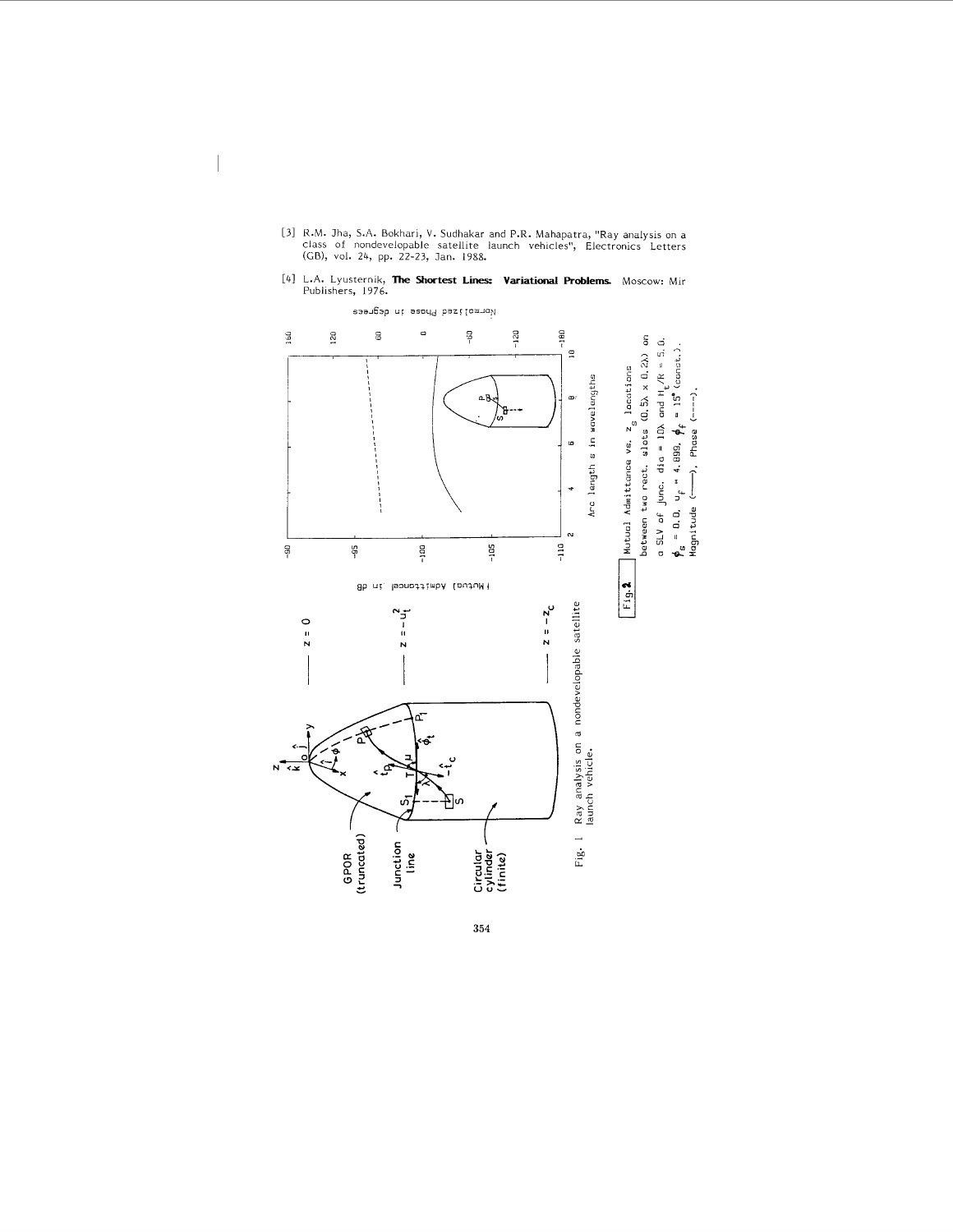[3] R.M. Jha, S.A. Bokhari, V. Sudhakar and P.R. Mahapatra, "Ray analysis on a class of nondevelopable satellite launch vehicles", Electronics Letters (GB), vol. 24, pp. 22-23, Jan. 1988.

[4] L.A. Lyusternik, **The Shortest Lines: Variational Problems.** Moscow: Mir Publishers, 1976.

Fig. 1 Ray analysis on a nondevelopable satellite launch vehicle.

Fig. 2 Mutual Admittance vs. $z_s$ locations between two rect. slots $(0.5\lambda \times 0.2\lambda)$ on a SLV of junc. dia = $10\lambda$ and $H_t/R = 5.0$. $\phi_s = 0.0$, $u_f = 4.899$, $\phi_f = 15^\circ$ (const.). Magnitude (——), Phase (- - -).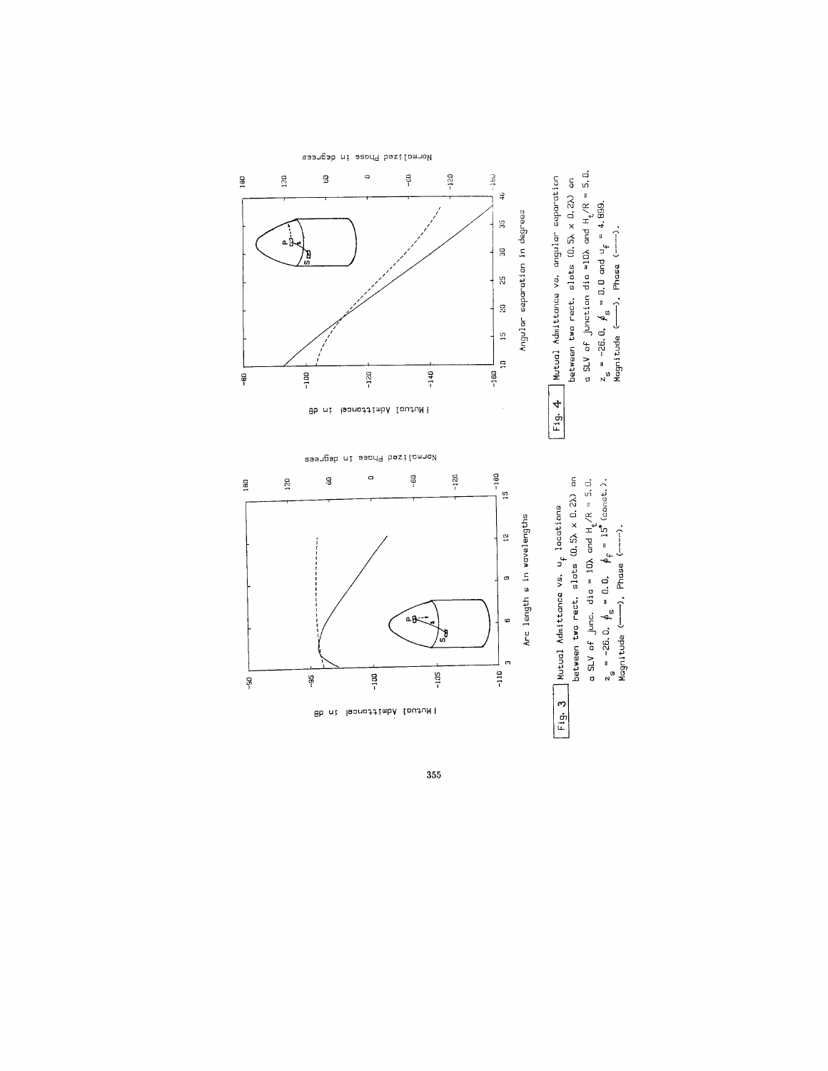-90
-95
-100
-105
-110
|Mutual Admittance| in dB
180
120
60
0
-60
-120
-180
Normalized Phase in degrees
3
6
9
12
15
Arc length s in wavelengths
P
s
S

Fig. 3 Mutual Admittance vs. $u_f$ locations between two rect. slots $(0.5\lambda \times 0.2\lambda)$ on a SLV of junc. dia = $10\lambda$ and $H_t/R = 5.0$. $z_s = -26.0$, $\phi_s = 0.0$, $\phi_f = 15°$ (const.). Magnitude (——), Phase (-----).

-80
-100
-120
-140
-160
|Mutual Admittance| in dB
180
120
60
0
-60
-120
-180
Normalized Phase in degrees
10
15
20
25
30
35
40
Angular separation in degrees
P
s
S

Fig. 4 Mutual Admittance vs. angular separation between two rect. slots $(0.5\lambda \times 0.2\lambda)$ on a SLV of junction dia = $10\lambda$ and $H_t/R = 5.0$. $z_s = -26.0$, $\phi_s = 0.0$ and $u_f = 4.899$. Magnitude (——), Phase (-----).